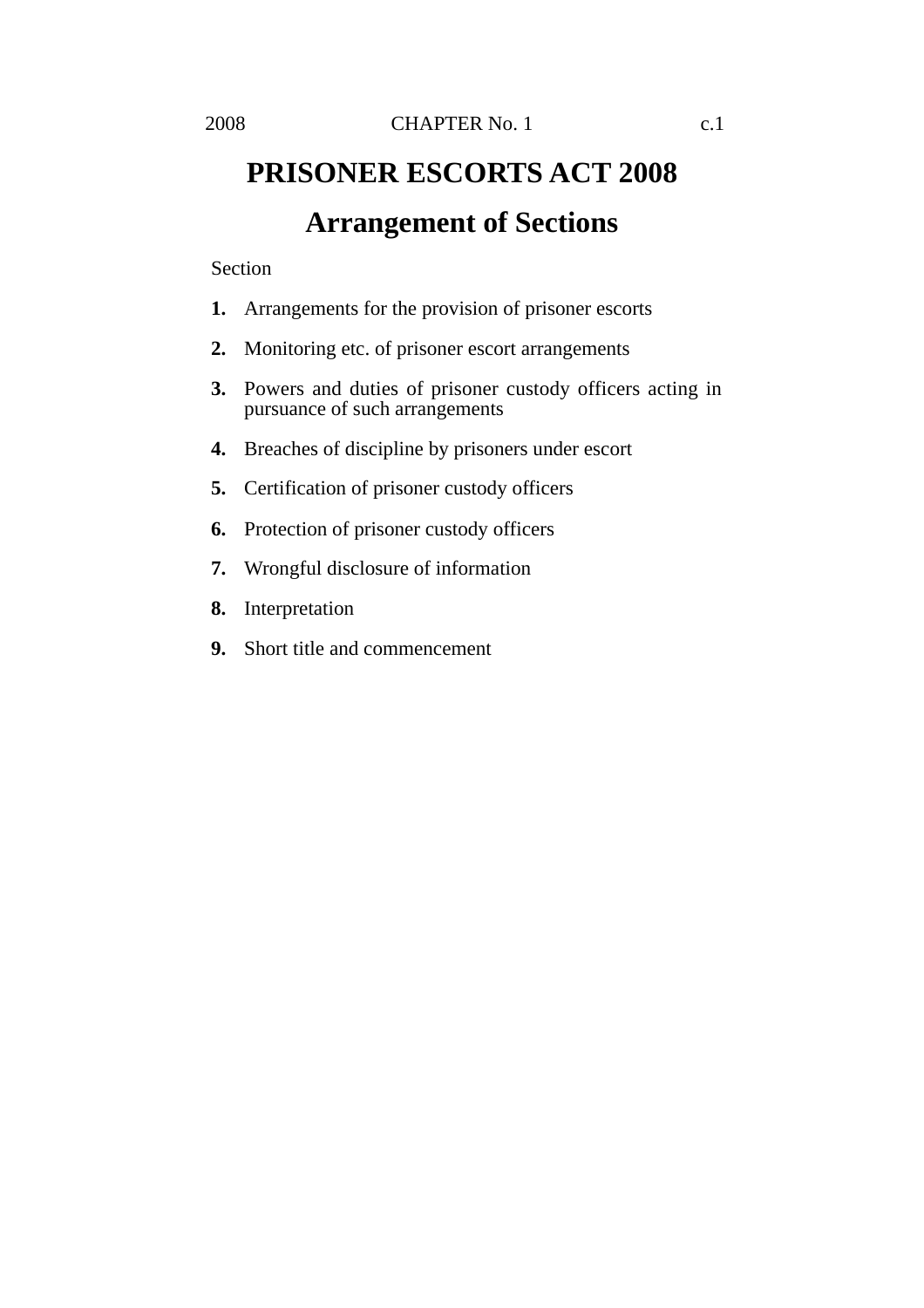# PRISONER ESCORTS ACT 2008

## Arrangement of Sections

Section

**1.** Arrangements for the provision of prisoner escorts

**2.** Monitoring etc. of prisoner escort arrangements

**3.** Powers and duties of prisoner custody officers acting in pursuance of such arrangements

**4.** Breaches of discipline by prisoners under escort

**5.** Certification of prisoner custody officers

**6.** Protection of prisoner custody officers

**7.** Wrongful disclosure of information

**8.** Interpretation

**9.** Short title and commencement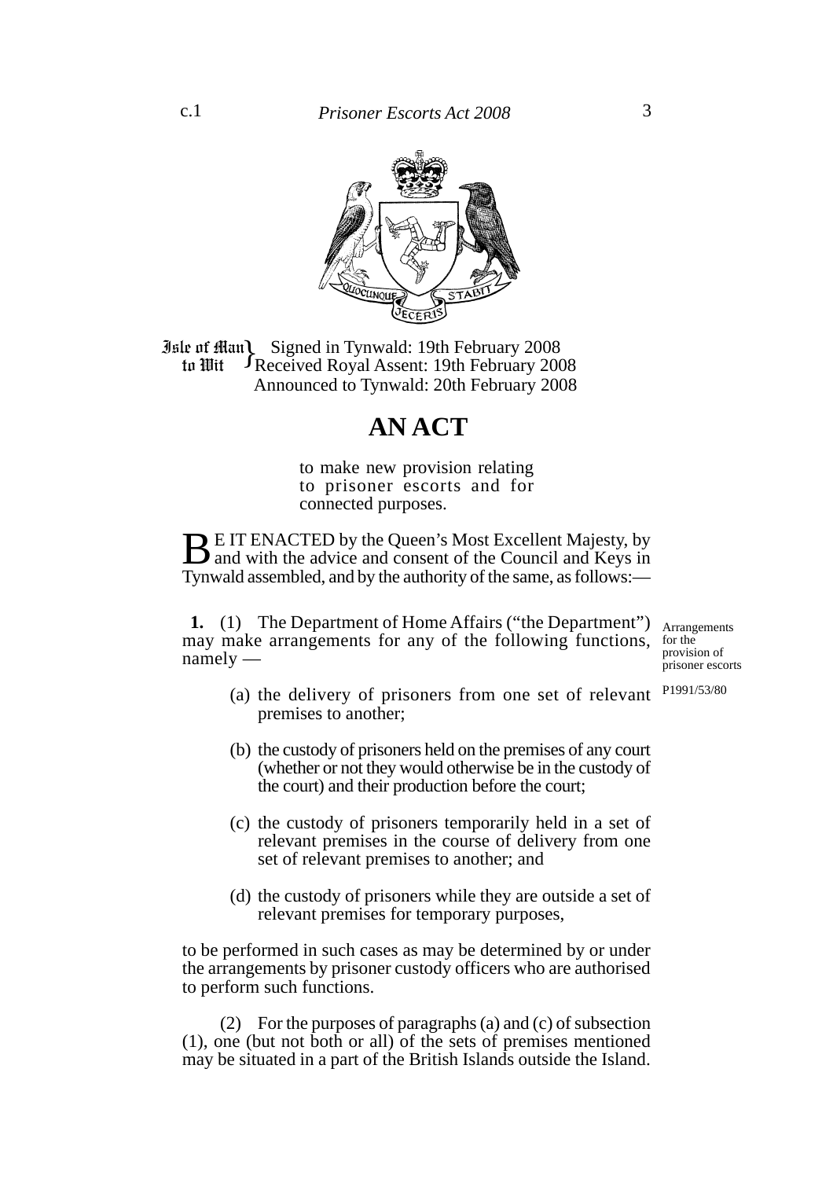Isle of Man to Wit — Signed in Tynwald: 19th February 2008
Received Royal Assent: 19th February 2008
Announced to Tynwald: 20th February 2008

# AN ACT

to make new provision relating to prisoner escorts and for connected purposes.

BE IT ENACTED by the Queen's Most Excellent Majesty, by and with the advice and consent of the Council and Keys in Tynwald assembled, and by the authority of the same, as follows:—

*Arrangements for the provision of prisoner escorts*

P1991/53/80

**1.** (1) The Department of Home Affairs ("the Department") may make arrangements for any of the following functions, namely —

(a) the delivery of prisoners from one set of relevant premises to another;

(b) the custody of prisoners held on the premises of any court (whether or not they would otherwise be in the custody of the court) and their production before the court;

(c) the custody of prisoners temporarily held in a set of relevant premises in the course of delivery from one set of relevant premises to another; and

(d) the custody of prisoners while they are outside a set of relevant premises for temporary purposes,

to be performed in such cases as may be determined by or under the arrangements by prisoner custody officers who are authorised to perform such functions.

(2) For the purposes of paragraphs (a) and (c) of subsection (1), one (but not both or all) of the sets of premises mentioned may be situated in a part of the British Islands outside the Island.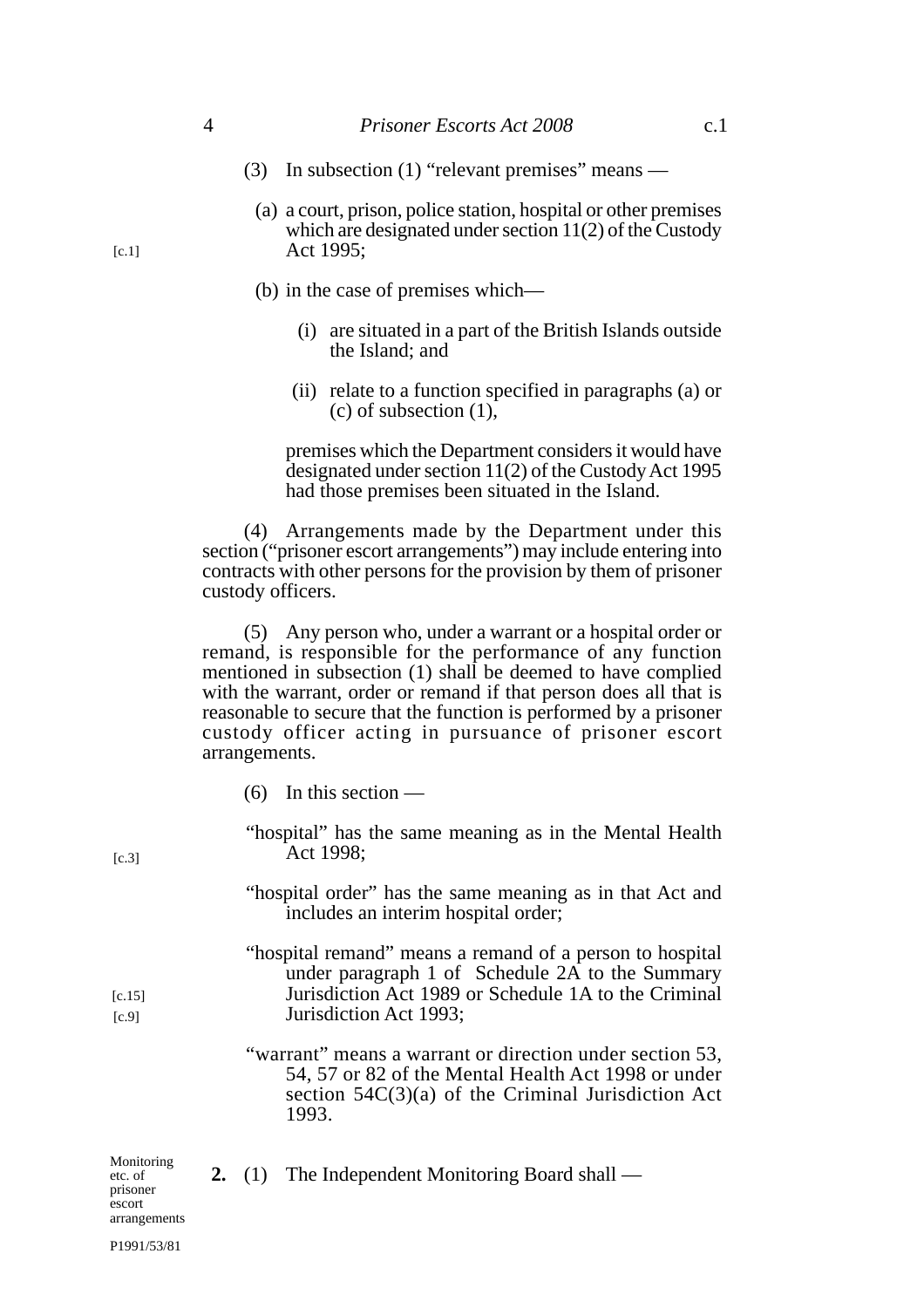(3) In subsection (1) "relevant premises" means —

(a) a court, prison, police station, hospital or other premises which are designated under section 11(2) of the Custody Act 1995; [c.1]

(b) in the case of premises which—

(i) are situated in a part of the British Islands outside the Island; and

(ii) relate to a function specified in paragraphs (a) or (c) of subsection (1),

premises which the Department considers it would have designated under section 11(2) of the Custody Act 1995 had those premises been situated in the Island.

(4) Arrangements made by the Department under this section ("prisoner escort arrangements") may include entering into contracts with other persons for the provision by them of prisoner custody officers.

(5) Any person who, under a warrant or a hospital order or remand, is responsible for the performance of any function mentioned in subsection (1) shall be deemed to have complied with the warrant, order or remand if that person does all that is reasonable to secure that the function is performed by a prisoner custody officer acting in pursuance of prisoner escort arrangements.

(6) In this section —

"hospital" has the same meaning as in the Mental Health Act 1998; [c.3]

"hospital order" has the same meaning as in that Act and includes an interim hospital order;

"hospital remand" means a remand of a person to hospital under paragraph 1 of Schedule 2A to the Summary Jurisdiction Act 1989 or Schedule 1A to the Criminal Jurisdiction Act 1993; [c.15] [c.9]

"warrant" means a warrant or direction under section 53, 54, 57 or 82 of the Mental Health Act 1998 or under section 54C(3)(a) of the Criminal Jurisdiction Act 1993.

Monitoring etc. of prisoner escort arrangements

**2.** (1) The Independent Monitoring Board shall —

P1991/53/81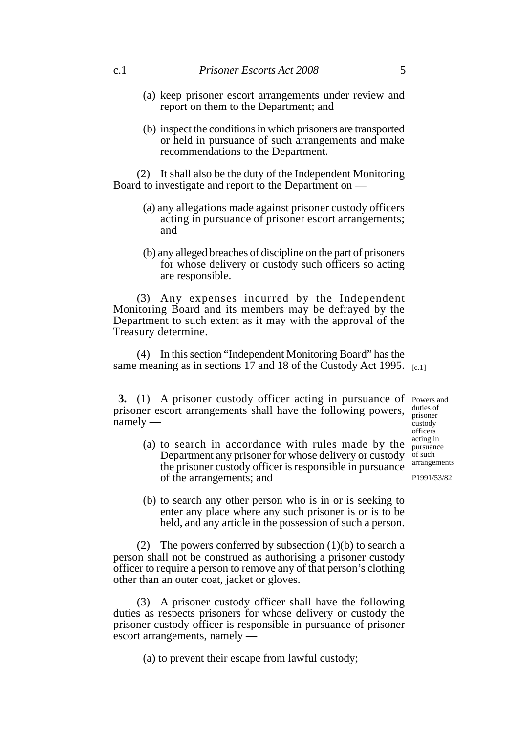(a) keep prisoner escort arrangements under review and report on them to the Department; and

(b) inspect the conditions in which prisoners are transported or held in pursuance of such arrangements and make recommendations to the Department.

(2) It shall also be the duty of the Independent Monitoring Board to investigate and report to the Department on —

(a) any allegations made against prisoner custody officers acting in pursuance of prisoner escort arrangements; and

(b) any alleged breaches of discipline on the part of prisoners for whose delivery or custody such officers so acting are responsible.

(3) Any expenses incurred by the Independent Monitoring Board and its members may be defrayed by the Department to such extent as it may with the approval of the Treasury determine.

(4) In this section "Independent Monitoring Board" has the same meaning as in sections 17 and 18 of the Custody Act 1995. [c.1]

Powers and duties of prisoner custody officers acting in pursuance of such arrangements

P1991/53/82

**3.** (1) A prisoner custody officer acting in pursuance of prisoner escort arrangements shall have the following powers, namely —

(a) to search in accordance with rules made by the Department any prisoner for whose delivery or custody the prisoner custody officer is responsible in pursuance of the arrangements; and

(b) to search any other person who is in or is seeking to enter any place where any such prisoner is or is to be held, and any article in the possession of such a person.

(2) The powers conferred by subsection (1)(b) to search a person shall not be construed as authorising a prisoner custody officer to require a person to remove any of that person's clothing other than an outer coat, jacket or gloves.

(3) A prisoner custody officer shall have the following duties as respects prisoners for whose delivery or custody the prisoner custody officer is responsible in pursuance of prisoner escort arrangements, namely —

(a) to prevent their escape from lawful custody;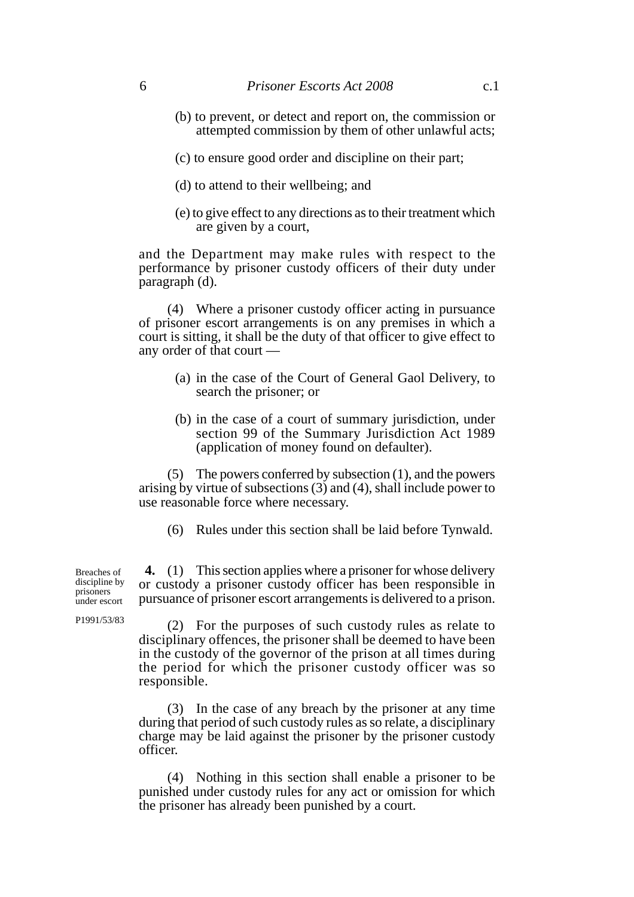(b) to prevent, or detect and report on, the commission or attempted commission by them of other unlawful acts;

(c) to ensure good order and discipline on their part;

(d) to attend to their wellbeing; and

(e) to give effect to any directions as to their treatment which are given by a court,

and the Department may make rules with respect to the performance by prisoner custody officers of their duty under paragraph (d).

(4) Where a prisoner custody officer acting in pursuance of prisoner escort arrangements is on any premises in which a court is sitting, it shall be the duty of that officer to give effect to any order of that court —

(a) in the case of the Court of General Gaol Delivery, to search the prisoner; or

(b) in the case of a court of summary jurisdiction, under section 99 of the Summary Jurisdiction Act 1989 (application of money found on defaulter).

(5) The powers conferred by subsection (1), and the powers arising by virtue of subsections (3) and (4), shall include power to use reasonable force where necessary.

(6) Rules under this section shall be laid before Tynwald.

*Breaches of discipline by prisoners under escort*

*P1991/53/83*

**4.** (1) This section applies where a prisoner for whose delivery or custody a prisoner custody officer has been responsible in pursuance of prisoner escort arrangements is delivered to a prison.

(2) For the purposes of such custody rules as relate to disciplinary offences, the prisoner shall be deemed to have been in the custody of the governor of the prison at all times during the period for which the prisoner custody officer was so responsible.

(3) In the case of any breach by the prisoner at any time during that period of such custody rules as so relate, a disciplinary charge may be laid against the prisoner by the prisoner custody officer.

(4) Nothing in this section shall enable a prisoner to be punished under custody rules for any act or omission for which the prisoner has already been punished by a court.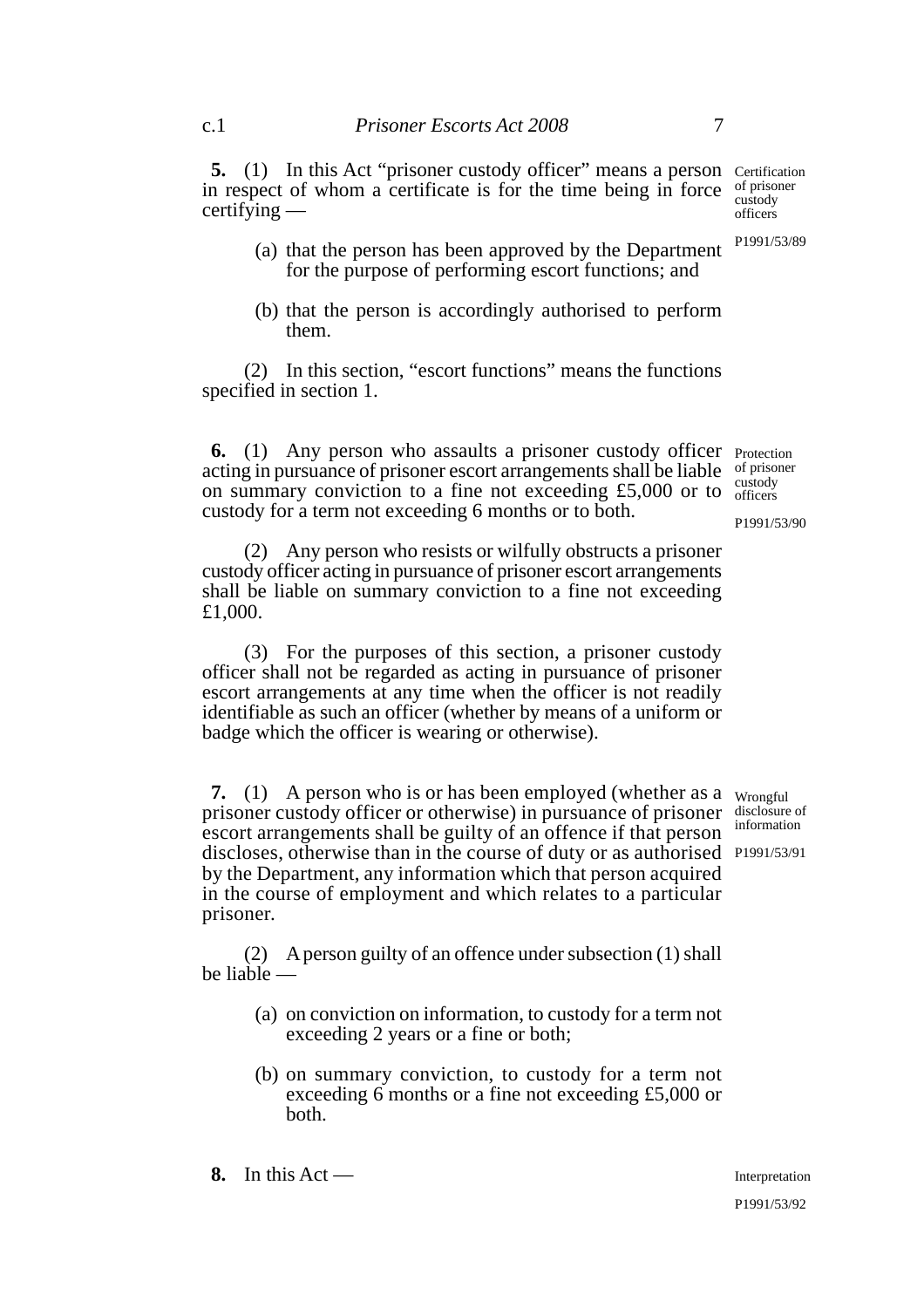**5.** (1) In this Act "prisoner custody officer" means a person in respect of whom a certificate is for the time being in force certifying —

Certification of prisoner custody officers

P1991/53/89

(a) that the person has been approved by the Department for the purpose of performing escort functions; and

(b) that the person is accordingly authorised to perform them.

(2) In this section, "escort functions" means the functions specified in section 1.

**6.** (1) Any person who assaults a prisoner custody officer acting in pursuance of prisoner escort arrangements shall be liable on summary conviction to a fine not exceeding £5,000 or to custody for a term not exceeding 6 months or to both.

Protection of prisoner custody officers

P1991/53/90

(2) Any person who resists or wilfully obstructs a prisoner custody officer acting in pursuance of prisoner escort arrangements shall be liable on summary conviction to a fine not exceeding £1,000.

(3) For the purposes of this section, a prisoner custody officer shall not be regarded as acting in pursuance of prisoner escort arrangements at any time when the officer is not readily identifiable as such an officer (whether by means of a uniform or badge which the officer is wearing or otherwise).

**7.** (1) A person who is or has been employed (whether as a prisoner custody officer or otherwise) in pursuance of prisoner escort arrangements shall be guilty of an offence if that person discloses, otherwise than in the course of duty or as authorised by the Department, any information which that person acquired in the course of employment and which relates to a particular prisoner.

Wrongful disclosure of information

P1991/53/91

(2) A person guilty of an offence under subsection (1) shall be liable —

(a) on conviction on information, to custody for a term not exceeding 2 years or a fine or both;

(b) on summary conviction, to custody for a term not exceeding 6 months or a fine not exceeding £5,000 or both.

**8.** In this Act —

Interpretation

P1991/53/92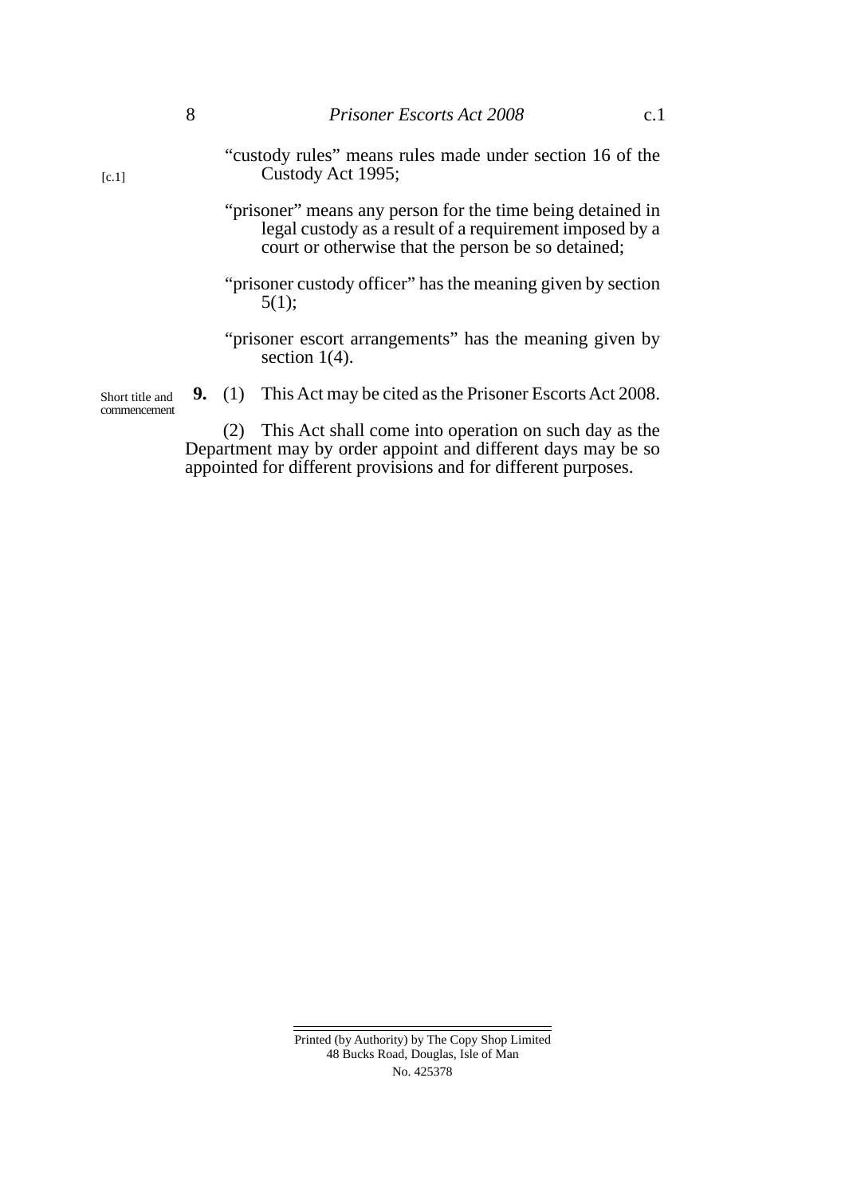"custody rules" means rules made under section 16 of the Custody Act 1995;

"prisoner" means any person for the time being detained in legal custody as a result of a requirement imposed by a court or otherwise that the person be so detained;

"prisoner custody officer" has the meaning given by section 5(1);

"prisoner escort arrangements" has the meaning given by section 1(4).

Short title and commencement

**9.** (1) This Act may be cited as the Prisoner Escorts Act 2008.

(2) This Act shall come into operation on such day as the Department may by order appoint and different days may be so appointed for different provisions and for different purposes.

Printed (by Authority) by The Copy Shop Limited
48 Bucks Road, Douglas, Isle of Man
No. 425378